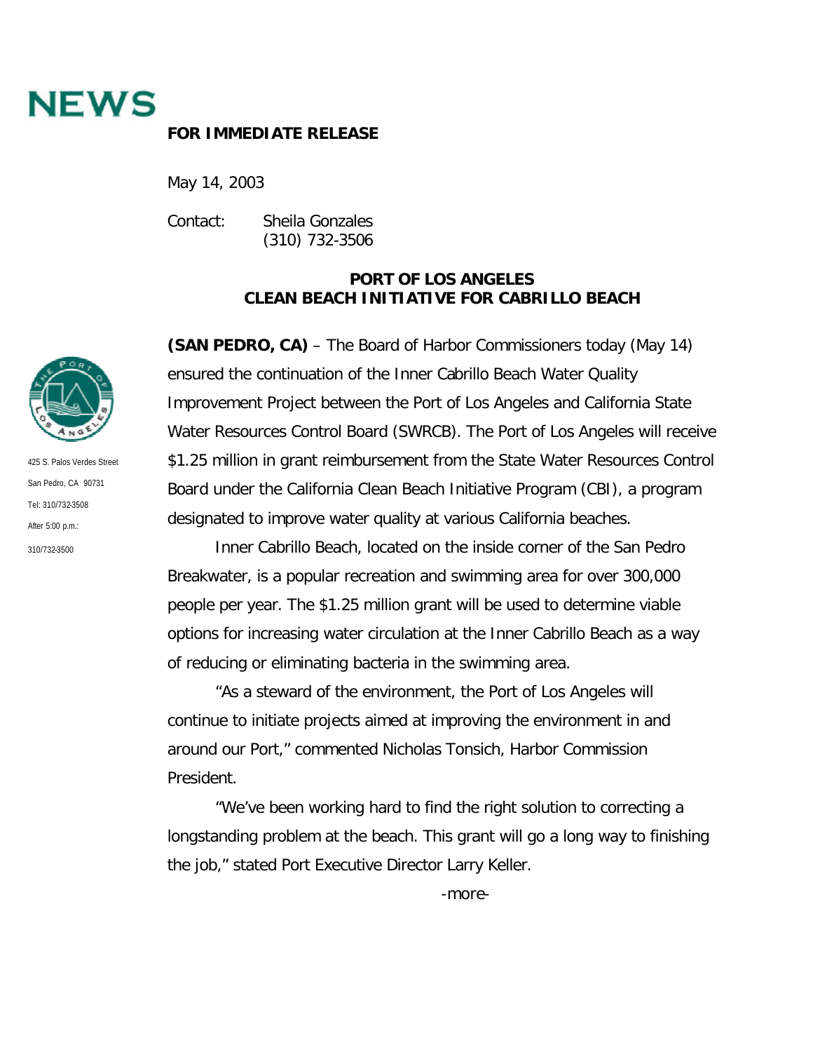# NEWS

**FOR IMMEDIATE RELEASE**

May 14, 2003

Contact: Sheila Gonzales
(310) 732-3506

425 S. Palos Verdes Street
San Pedro, CA 90731
Tel: 310/732-3508
After 5:00 p.m.:
310/732-3500

## PORT OF LOS ANGELES
## CLEAN BEACH INITIATIVE FOR CABRILLO BEACH

**(SAN PEDRO, CA)** – The Board of Harbor Commissioners today (May 14) ensured the continuation of the Inner Cabrillo Beach Water Quality Improvement Project between the Port of Los Angeles and California State Water Resources Control Board (SWRCB). The Port of Los Angeles will receive $1.25 million in grant reimbursement from the State Water Resources Control Board under the California Clean Beach Initiative Program (CBI), a program designated to improve water quality at various California beaches.

Inner Cabrillo Beach, located on the inside corner of the San Pedro Breakwater, is a popular recreation and swimming area for over 300,000 people per year. The $1.25 million grant will be used to determine viable options for increasing water circulation at the Inner Cabrillo Beach as a way of reducing or eliminating bacteria in the swimming area.

"As a steward of the environment, the Port of Los Angeles will continue to initiate projects aimed at improving the environment in and around our Port," commented Nicholas Tonsich, Harbor Commission President.

"We've been working hard to find the right solution to correcting a longstanding problem at the beach. This grant will go a long way to finishing the job," stated Port Executive Director Larry Keller.

-more-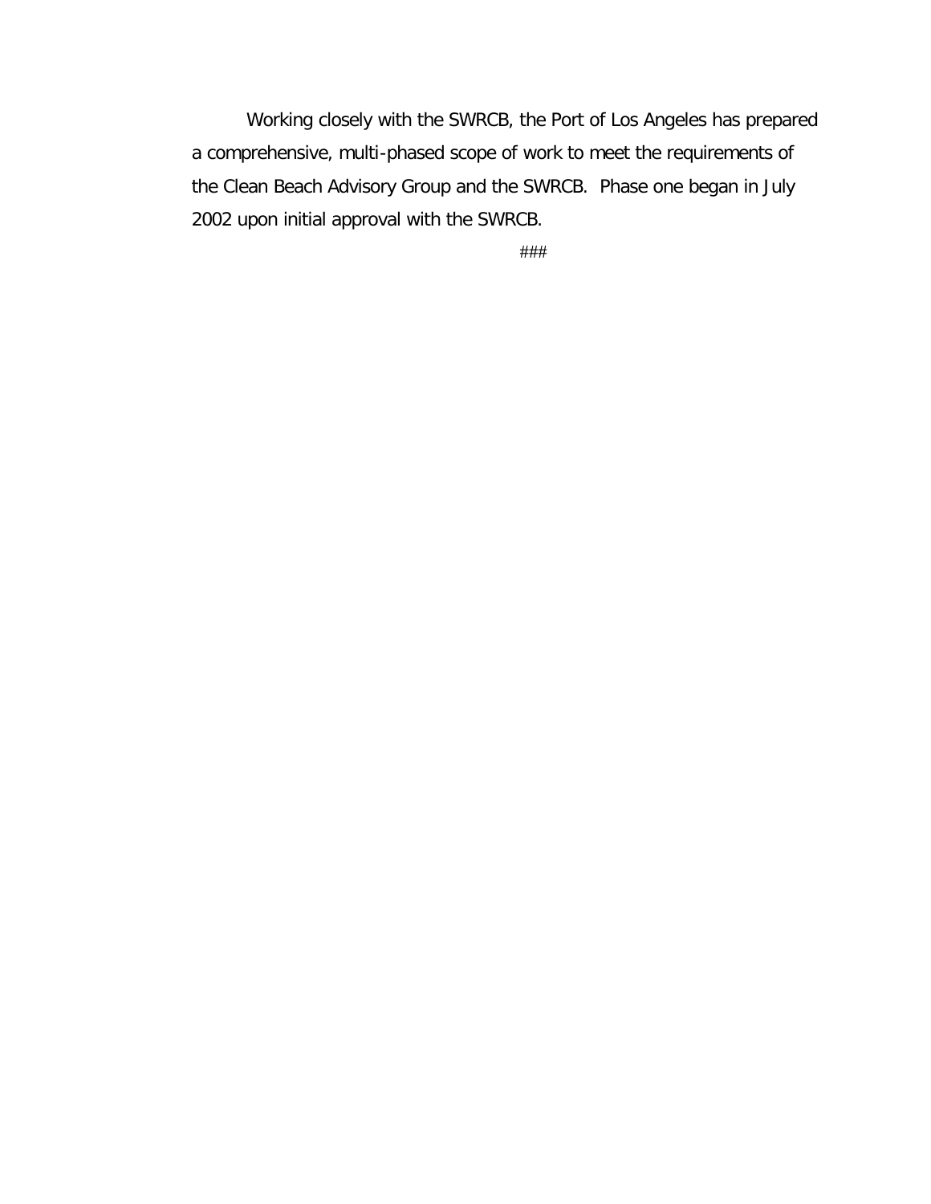Working closely with the SWRCB, the Port of Los Angeles has prepared a comprehensive, multi-phased scope of work to meet the requirements of the Clean Beach Advisory Group and the SWRCB. Phase one began in July 2002 upon initial approval with the SWRCB.

###